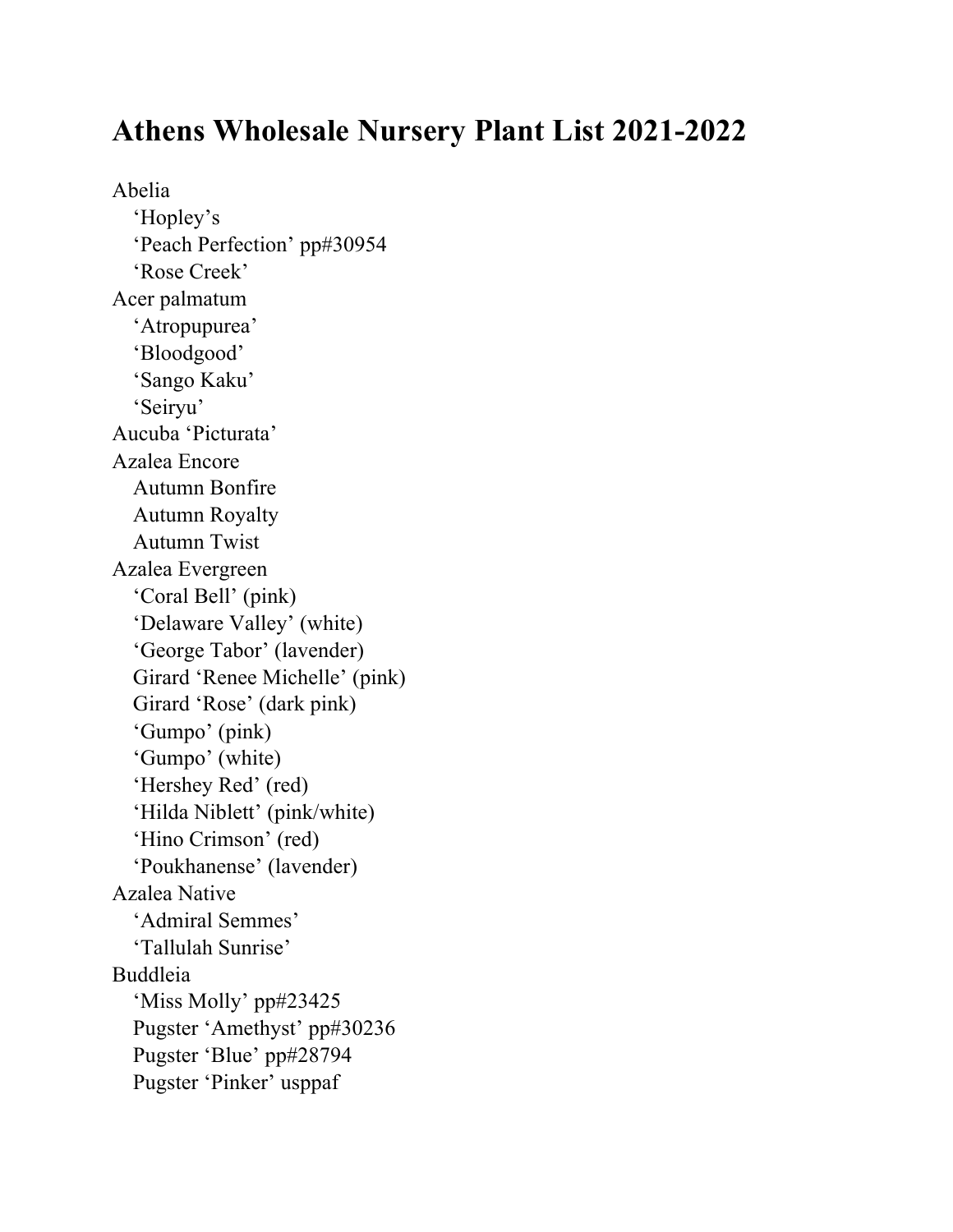# Athens Wholesale Nursery Plant List 2021-2022

Abelia
- ‘Hopley’s
- ‘Peach Perfection’ pp#30954
- ‘Rose Creek’

Acer palmatum
- ‘Atropupurea’
- ‘Bloodgood’
- ‘Sango Kaku’
- ‘Seiryu’

Aucuba ‘Picturata’

Azalea Encore
- Autumn Bonfire
- Autumn Royalty
- Autumn Twist

Azalea Evergreen
- ‘Coral Bell’ (pink)
- ‘Delaware Valley’ (white)
- ‘George Tabor’ (lavender)
- Girard ‘Renee Michelle’ (pink)
- Girard ‘Rose’ (dark pink)
- ‘Gumpo’ (pink)
- ‘Gumpo’ (white)
- ‘Hershey Red’ (red)
- ‘Hilda Niblett’ (pink/white)
- ‘Hino Crimson’ (red)
- ‘Poukhanense’ (lavender)

Azalea Native
- ‘Admiral Semmes’
- ‘Tallulah Sunrise’

Buddleia
- ‘Miss Molly’ pp#23425
- Pugster ‘Amethyst’ pp#30236
- Pugster ‘Blue’ pp#28794
- Pugster ‘Pinker’ usppaf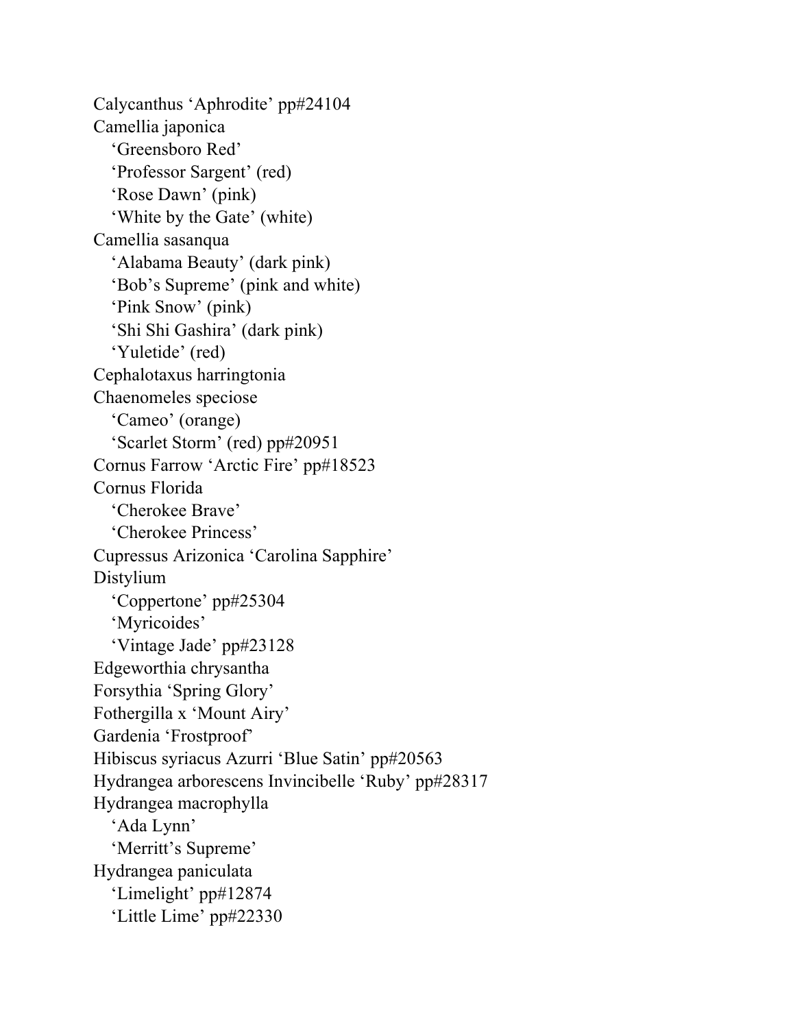Calycanthus 'Aphrodite' pp#24104
Camellia japonica
- 'Greensboro Red'
- 'Professor Sargent' (red)
- 'Rose Dawn' (pink)
- 'White by the Gate' (white)

Camellia sasanqua
- 'Alabama Beauty' (dark pink)
- 'Bob's Supreme' (pink and white)
- 'Pink Snow' (pink)
- 'Shi Shi Gashira' (dark pink)
- 'Yuletide' (red)

Cephalotaxus harringtonia
Chaenomeles speciose
- 'Cameo' (orange)
- 'Scarlet Storm' (red) pp#20951

Cornus Farrow 'Arctic Fire' pp#18523
Cornus Florida
- 'Cherokee Brave'
- 'Cherokee Princess'

Cupressus Arizonica 'Carolina Sapphire'
Distylium
- 'Coppertone' pp#25304
- 'Myricoides'
- 'Vintage Jade' pp#23128

Edgeworthia chrysantha
Forsythia 'Spring Glory'
Fothergilla x 'Mount Airy'
Gardenia 'Frostproof'
Hibiscus syriacus Azurri 'Blue Satin' pp#20563
Hydrangea arborescens Invincibelle 'Ruby' pp#28317
Hydrangea macrophylla
- 'Ada Lynn'
- 'Merritt's Supreme'

Hydrangea paniculata
- 'Limelight' pp#12874
- 'Little Lime' pp#22330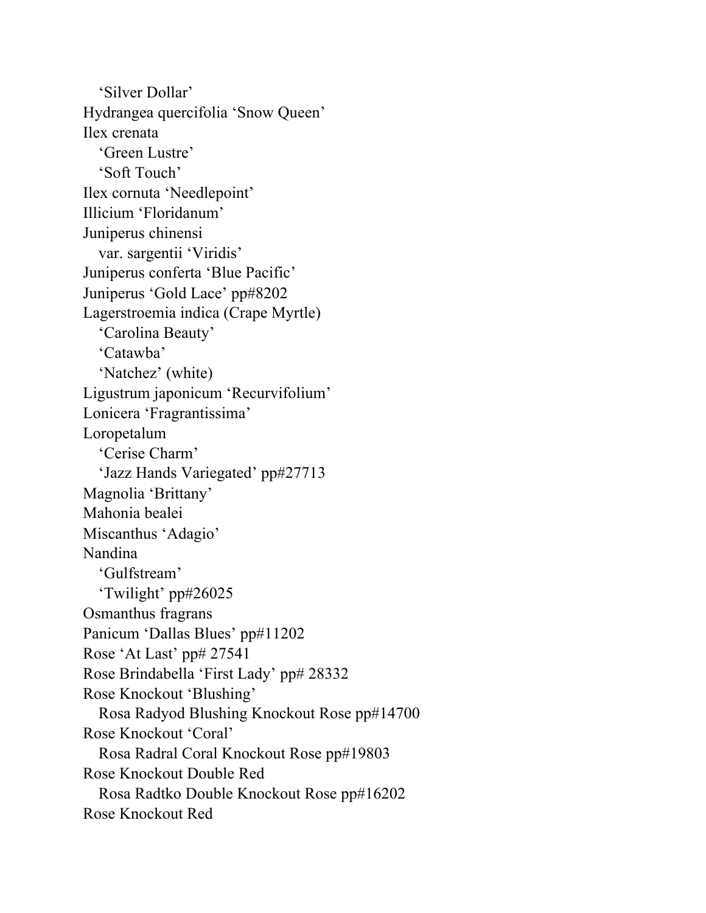'Silver Dollar'

Hydrangea quercifolia 'Snow Queen'

Ilex crenata

'Green Lustre'

'Soft Touch'

Ilex cornuta 'Needlepoint'

Illicium 'Floridanum'

Juniperus chinensi

var. sargentii 'Viridis'

Juniperus conferta 'Blue Pacific'

Juniperus 'Gold Lace' pp#8202

Lagerstroemia indica (Crape Myrtle)

'Carolina Beauty'

'Catawba'

'Natchez' (white)

Ligustrum japonicum 'Recurvifolium'

Lonicera 'Fragrantissima'

Loropetalum

'Cerise Charm'

'Jazz Hands Variegated' pp#27713

Magnolia 'Brittany'

Mahonia bealei

Miscanthus 'Adagio'

Nandina

'Gulfstream'

'Twilight' pp#26025

Osmanthus fragrans

Panicum 'Dallas Blues' pp#11202

Rose 'At Last' pp# 27541

Rose Brindabella 'First Lady' pp# 28332

Rose Knockout 'Blushing'

Rosa Radyod Blushing Knockout Rose pp#14700

Rose Knockout 'Coral'

Rosa Radral Coral Knockout Rose pp#19803

Rose Knockout Double Red

Rosa Radtko Double Knockout Rose pp#16202

Rose Knockout Red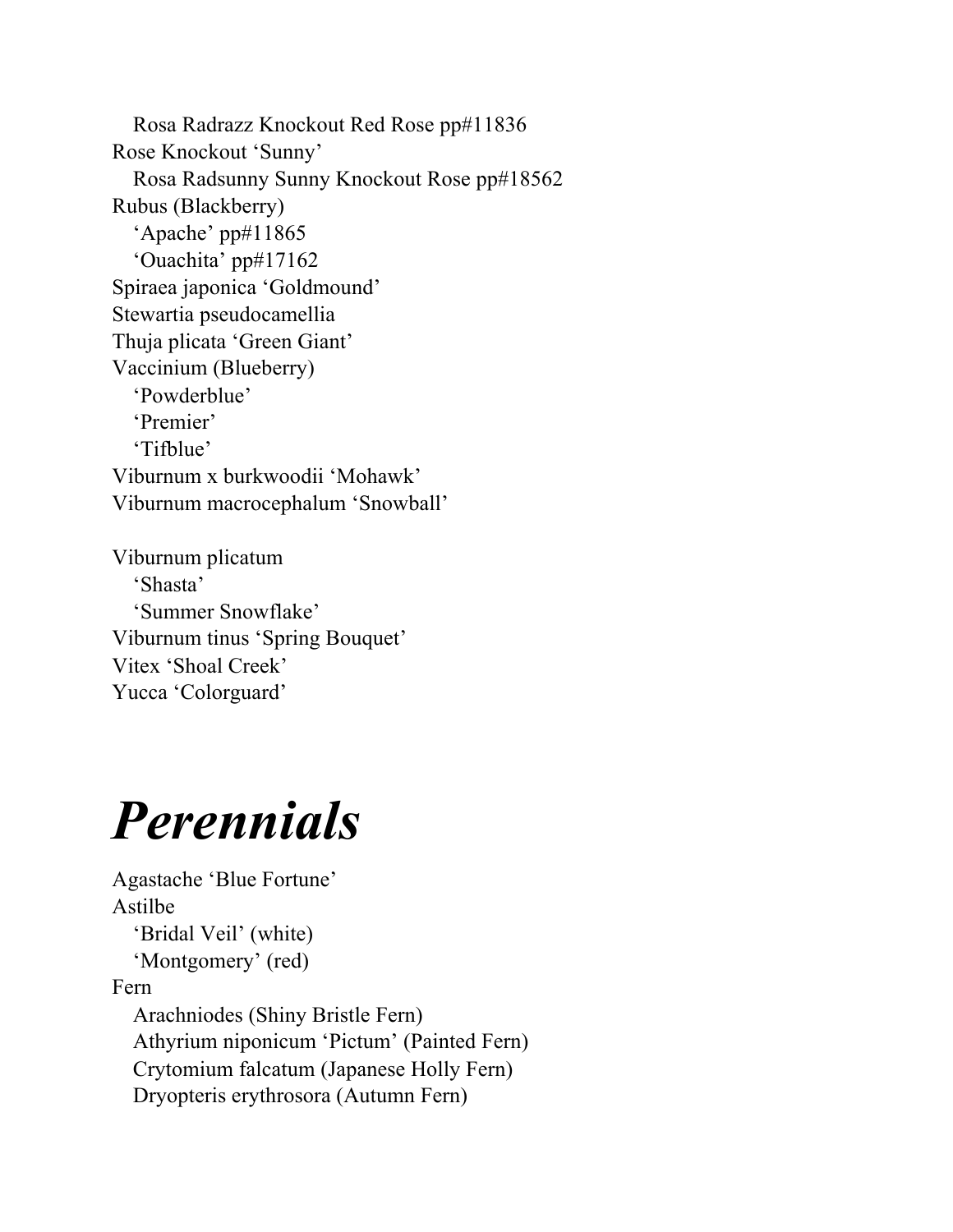Rosa Radrazz Knockout Red Rose pp#11836

Rose Knockout ‘Sunny’
  Rosa Radsunny Sunny Knockout Rose pp#18562

Rubus (Blackberry)
  ‘Apache’ pp#11865
  ‘Ouachita’ pp#17162

Spiraea japonica ‘Goldmound’

Stewartia pseudocamellia

Thuja plicata ‘Green Giant’

Vaccinium (Blueberry)
  ‘Powderblue’
  ‘Premier’
  ‘Tifblue’

Viburnum x burkwoodii ‘Mohawk’

Viburnum macrocephalum ‘Snowball’

Viburnum plicatum
  ‘Shasta’
  ‘Summer Snowflake’

Viburnum tinus ‘Spring Bouquet’

Vitex ‘Shoal Creek’

Yucca ‘Colorguard’

# *Perennials*

Agastache ‘Blue Fortune’

Astilbe
  ‘Bridal Veil’ (white)
  ‘Montgomery’ (red)

Fern
  Arachniodes (Shiny Bristle Fern)
  Athyrium niponicum ‘Pictum’ (Painted Fern)
  Crytomium falcatum (Japanese Holly Fern)
  Dryopteris erythrosora (Autumn Fern)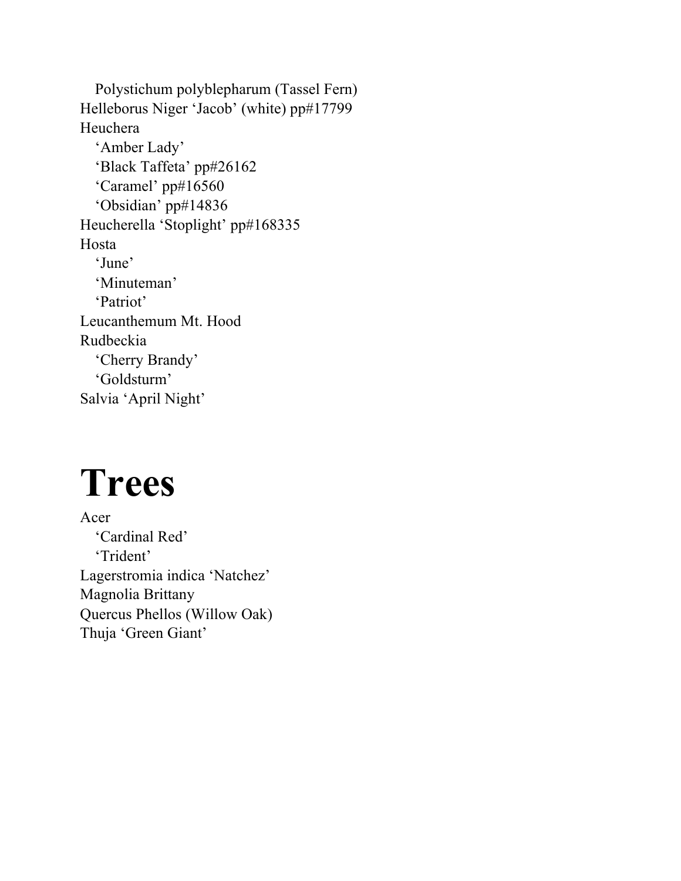Polystichum polyblepharum (Tassel Fern)

Helleborus Niger ‘Jacob’ (white) pp#17799

Heuchera

- ‘Amber Lady’
- ‘Black Taffeta’ pp#26162
- ‘Caramel’ pp#16560
- ‘Obsidian’ pp#14836

Heucherella ‘Stoplight’ pp#168335

Hosta

- ‘June’
- ‘Minuteman’
- ‘Patriot’

Leucanthemum Mt. Hood

Rudbeckia

- ‘Cherry Brandy’
- ‘Goldsturm’

Salvia ‘April Night’

# Trees

Acer

- ‘Cardinal Red’
- ‘Trident’

Lagerstromia indica ‘Natchez’

Magnolia Brittany

Quercus Phellos (Willow Oak)

Thuja ‘Green Giant’